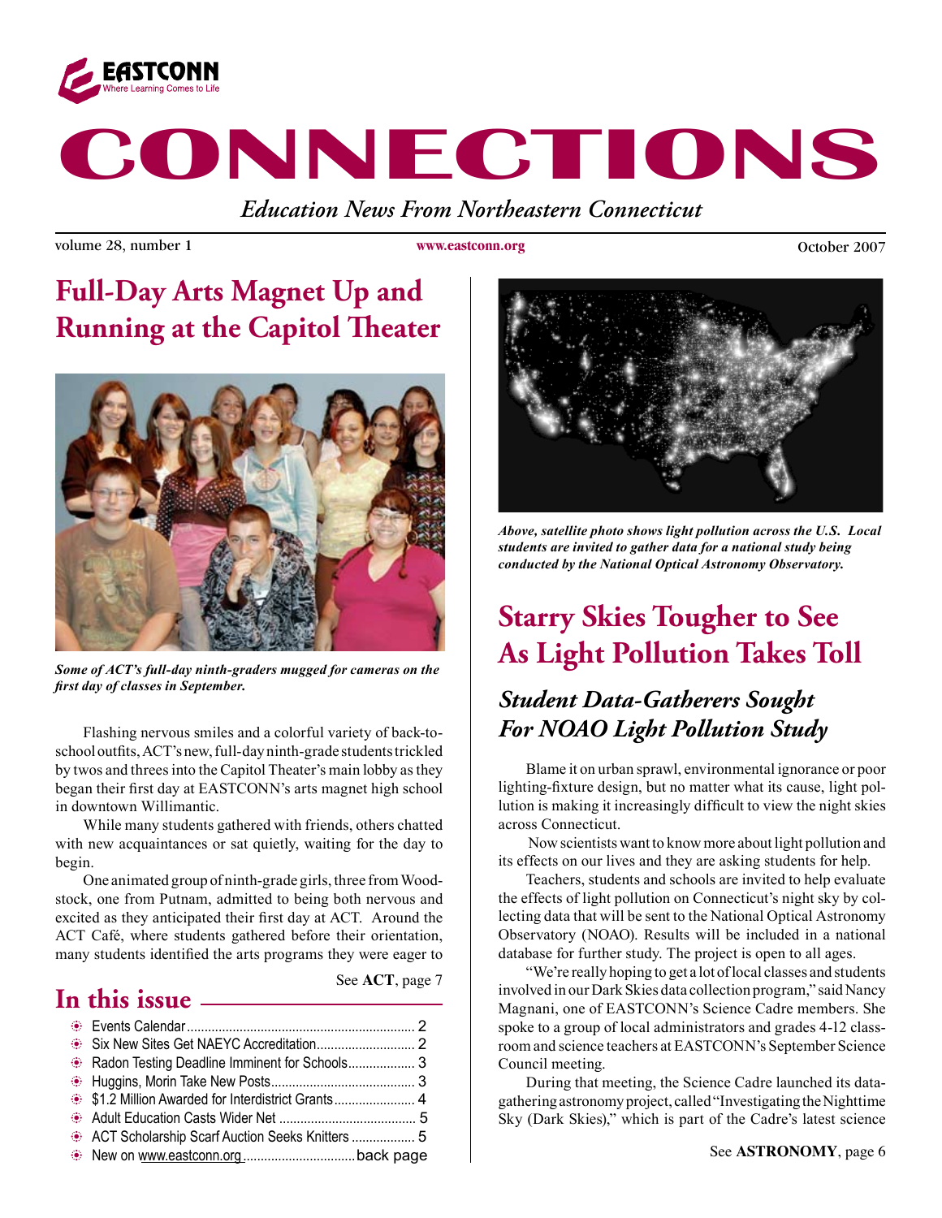EASTCONN
Where Learning Comes to Life

# CONNECTIONS

*Education News From Northeastern Connecticut*

volume 28, number 1 | www.eastconn.org | October 2007

## Full-Day Arts Magnet Up and Running at the Capitol Theater

*Some of ACT's full-day ninth-graders mugged for cameras on the first day of classes in September.*

Flashing nervous smiles and a colorful variety of back-to-school outfits, ACT's new, full-day ninth-grade students trickled by twos and threes into the Capitol Theater's main lobby as they began their first day at EASTCONN's arts magnet high school in downtown Willimantic.

While many students gathered with friends, others chatted with new acquaintances or sat quietly, waiting for the day to begin.

One animated group of ninth-grade girls, three from Woodstock, one from Putnam, admitted to being both nervous and excited as they anticipated their first day at ACT. Around the ACT Café, where students gathered before their orientation, many students identified the arts programs they were eager to

See **ACT**, page 7

## In this issue

- Events Calendar ........ 2
- Six New Sites Get NAEYC Accreditation ........ 2
- Radon Testing Deadline Imminent for Schools ........ 3
- Huggins, Morin Take New Posts ........ 3
- $1.2 Million Awarded for Interdistrict Grants ........ 4
- Adult Education Casts Wider Net ........ 5
- ACT Scholarship Scarf Auction Seeks Knitters ........ 5
- New on www.eastconn.org ........ back page

*Above, satellite photo shows light pollution across the U.S. Local students are invited to gather data for a national study being conducted by the National Optical Astronomy Observatory.*

## Starry Skies Tougher to See As Light Pollution Takes Toll

### *Student Data-Gatherers Sought For NOAO Light Pollution Study*

Blame it on urban sprawl, environmental ignorance or poor lighting-fixture design, but no matter what its cause, light pollution is making it increasingly difficult to view the night skies across Connecticut.

Now scientists want to know more about light pollution and its effects on our lives and they are asking students for help.

Teachers, students and schools are invited to help evaluate the effects of light pollution on Connecticut's night sky by collecting data that will be sent to the National Optical Astronomy Observatory (NOAO). Results will be included in a national database for further study. The project is open to all ages.

"We're really hoping to get a lot of local classes and students involved in our Dark Skies data collection program," said Nancy Magnani, one of EASTCONN's Science Cadre members. She spoke to a group of local administrators and grades 4-12 classroom and science teachers at EASTCONN's September Science Council meeting.

During that meeting, the Science Cadre launched its data-gathering astronomy project, called "Investigating the Nighttime Sky (Dark Skies)," which is part of the Cadre's latest science

See **ASTRONOMY**, page 6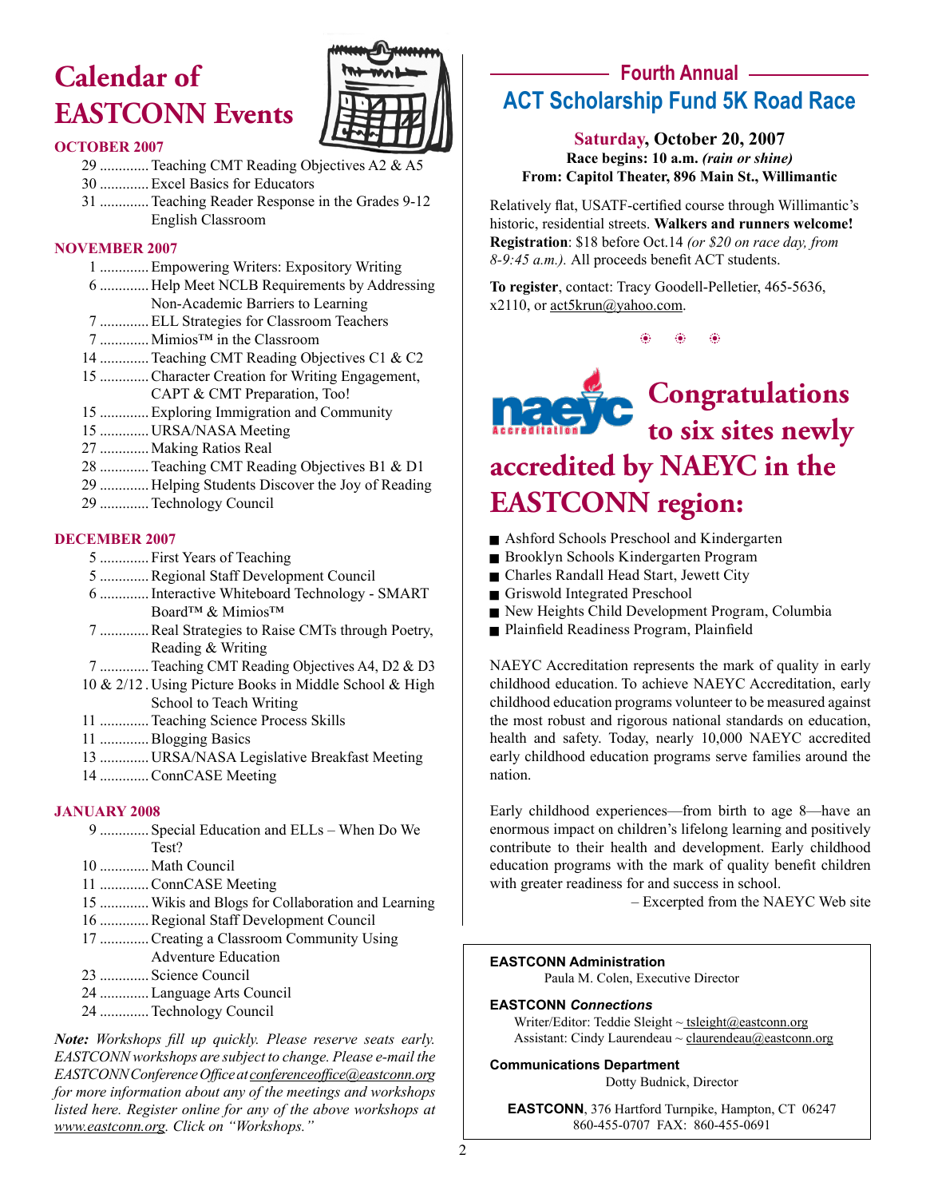# Calendar of EASTCONN Events

### OCTOBER 2007

- 29 ............. Teaching CMT Reading Objectives A2 & A5
- 30 ............. Excel Basics for Educators
- 31 ............. Teaching Reader Response in the Grades 9-12 English Classroom

### NOVEMBER 2007

- 1 ............. Empowering Writers: Expository Writing
- 6 ............. Help Meet NCLB Requirements by Addressing Non-Academic Barriers to Learning
- 7 ............. ELL Strategies for Classroom Teachers
- 7 ............. Mimios™ in the Classroom
- 14 ............. Teaching CMT Reading Objectives C1 & C2
- 15 ............. Character Creation for Writing Engagement, CAPT & CMT Preparation, Too!
- 15 ............. Exploring Immigration and Community
- 15 ............. URSA/NASA Meeting
- 27 ............. Making Ratios Real
- 28 ............. Teaching CMT Reading Objectives B1 & D1
- 29 ............. Helping Students Discover the Joy of Reading
- 29 ............. Technology Council

### DECEMBER 2007

- 5 ............. First Years of Teaching
- 5 ............. Regional Staff Development Council
- 6 ............. Interactive Whiteboard Technology - SMART Board™ & Mimios™
- 7 ............. Real Strategies to Raise CMTs through Poetry, Reading & Writing
- 7 ............. Teaching CMT Reading Objectives A4, D2 & D3
- 10 & 2/12 . Using Picture Books in Middle School & High School to Teach Writing
- 11 ............. Teaching Science Process Skills
- 11 ............. Blogging Basics
- 13 ............. URSA/NASA Legislative Breakfast Meeting
- 14 ............. ConnCASE Meeting

### JANUARY 2008

- 9 ............. Special Education and ELLs – When Do We Test?
- 10 ............. Math Council
- 11 ............. ConnCASE Meeting
- 15 ............. Wikis and Blogs for Collaboration and Learning
- 16 ............. Regional Staff Development Council
- 17 ............. Creating a Classroom Community Using Adventure Education
- 23 ............. Science Council
- 24 ............. Language Arts Council
- 24 ............. Technology Council

***Note:** Workshops fill up quickly. Please reserve seats early. EASTCONN workshops are subject to change. Please e-mail the EASTCONN Conference Office at conferenceoffice@eastconn.org for more information about any of the meetings and workshops listed here. Register online for any of the above workshops at www.eastconn.org. Click on "Workshops."*

## Fourth Annual ACT Scholarship Fund 5K Road Race

**Saturday, October 20, 2007**
**Race begins: 10 a.m. *(rain or shine)***
**From: Capitol Theater, 896 Main St., Willimantic**

Relatively flat, USATF-certified course through Willimantic's historic, residential streets. **Walkers and runners welcome! Registration**: $18 before Oct.14 *(or $20 on race day, from 8-9:45 a.m.).* All proceeds benefit ACT students.

**To register**, contact: Tracy Goodell-Pelletier, 465-5636, x2110, or act5krun@yahoo.com.

## Congratulations to six sites newly accredited by NAEYC in the EASTCONN region:

- Ashford Schools Preschool and Kindergarten
- Brooklyn Schools Kindergarten Program
- Charles Randall Head Start, Jewett City
- Griswold Integrated Preschool
- New Heights Child Development Program, Columbia
- Plainfield Readiness Program, Plainfield

NAEYC Accreditation represents the mark of quality in early childhood education. To achieve NAEYC Accreditation, early childhood education programs volunteer to be measured against the most robust and rigorous national standards on education, health and safety. Today, nearly 10,000 NAEYC accredited early childhood education programs serve families around the nation.

Early childhood experiences—from birth to age 8—have an enormous impact on children's lifelong learning and positively contribute to their health and development. Early childhood education programs with the mark of quality benefit children with greater readiness for and success in school.

– Excerpted from the NAEYC Web site

**EASTCONN Administration**
Paula M. Colen, Executive Director

**EASTCONN *Connections***
Writer/Editor: Teddie Sleight ~ tsleight@eastconn.org
Assistant: Cindy Laurendeau ~ claurendeau@eastconn.org

**Communications Department**
Dotty Budnick, Director

**EASTCONN**, 376 Hartford Turnpike, Hampton, CT 06247
860-455-0707 FAX: 860-455-0691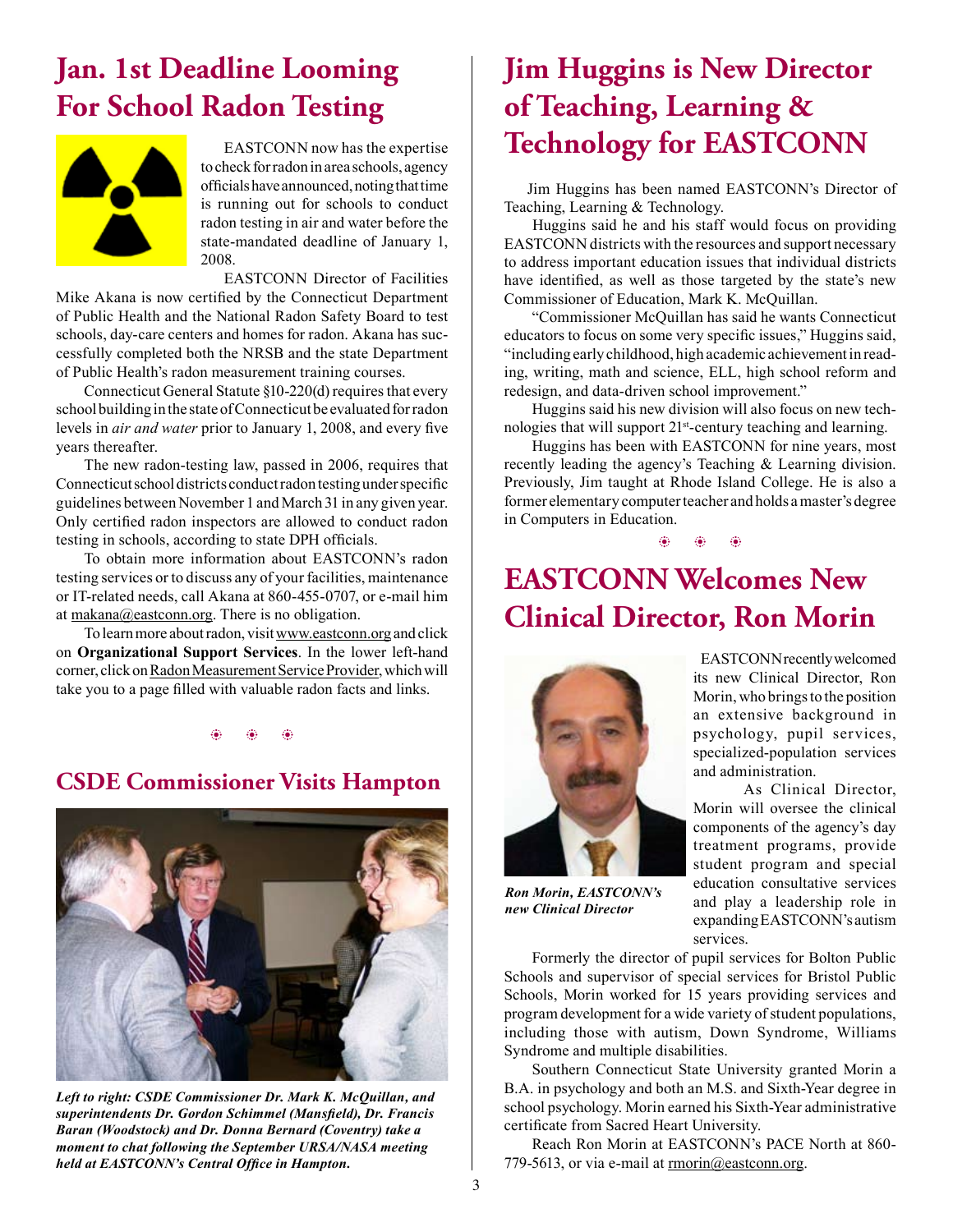# Jan. 1st Deadline Looming For School Radon Testing

EASTCONN now has the expertise to check for radon in area schools, agency officials have announced, noting that time is running out for schools to conduct radon testing in air and water before the state-mandated deadline of January 1, 2008.

EASTCONN Director of Facilities Mike Akana is now certified by the Connecticut Department of Public Health and the National Radon Safety Board to test schools, day-care centers and homes for radon. Akana has successfully completed both the NRSB and the state Department of Public Health's radon measurement training courses.

Connecticut General Statute §10-220(d) requires that every school building in the state of Connecticut be evaluated for radon levels in *air and water* prior to January 1, 2008, and every five years thereafter.

The new radon-testing law, passed in 2006, requires that Connecticut school districts conduct radon testing under specific guidelines between November 1 and March 31 in any given year. Only certified radon inspectors are allowed to conduct radon testing in schools, according to state DPH officials.

To obtain more information about EASTCONN's radon testing services or to discuss any of your facilities, maintenance or IT-related needs, call Akana at 860-455-0707, or e-mail him at makana@eastconn.org. There is no obligation.

To learn more about radon, visit www.eastconn.org and click on **Organizational Support Services**. In the lower left-hand corner, click on Radon Measurement Service Provider, which will take you to a page filled with valuable radon facts and links.

## CSDE Commissioner Visits Hampton

*Left to right: CSDE Commissioner Dr. Mark K. McQuillan, and superintendents Dr. Gordon Schimmel (Mansfield), Dr. Francis Baran (Woodstock) and Dr. Donna Bernard (Coventry) take a moment to chat following the September URSA/NASA meeting held at EASTCONN's Central Office in Hampton.*

# Jim Huggins is New Director of Teaching, Learning & Technology for EASTCONN

Jim Huggins has been named EASTCONN's Director of Teaching, Learning & Technology.

Huggins said he and his staff would focus on providing EASTCONN districts with the resources and support necessary to address important education issues that individual districts have identified, as well as those targeted by the state's new Commissioner of Education, Mark K. McQuillan.

"Commissioner McQuillan has said he wants Connecticut educators to focus on some very specific issues," Huggins said, "including early childhood, high academic achievement in reading, writing, math and science, ELL, high school reform and redesign, and data-driven school improvement."

Huggins said his new division will also focus on new technologies that will support 21st-century teaching and learning.

Huggins has been with EASTCONN for nine years, most recently leading the agency's Teaching & Learning division. Previously, Jim taught at Rhode Island College. He is also a former elementary computer teacher and holds a master's degree in Computers in Education.

# EASTCONN Welcomes New Clinical Director, Ron Morin

EASTCONN recently welcomed its new Clinical Director, Ron Morin, who brings to the position an extensive background in psychology, pupil services, specialized-population services and administration.

*Ron Morin, EASTCONN's new Clinical Director*

As Clinical Director, Morin will oversee the clinical components of the agency's day treatment programs, provide student program and special education consultative services and play a leadership role in expanding EASTCONN's autism services.

Formerly the director of pupil services for Bolton Public Schools and supervisor of special services for Bristol Public Schools, Morin worked for 15 years providing services and program development for a wide variety of student populations, including those with autism, Down Syndrome, Williams Syndrome and multiple disabilities.

Southern Connecticut State University granted Morin a B.A. in psychology and both an M.S. and Sixth-Year degree in school psychology. Morin earned his Sixth-Year administrative certificate from Sacred Heart University.

Reach Ron Morin at EASTCONN's PACE North at 860-779-5613, or via e-mail at rmorin@eastconn.org.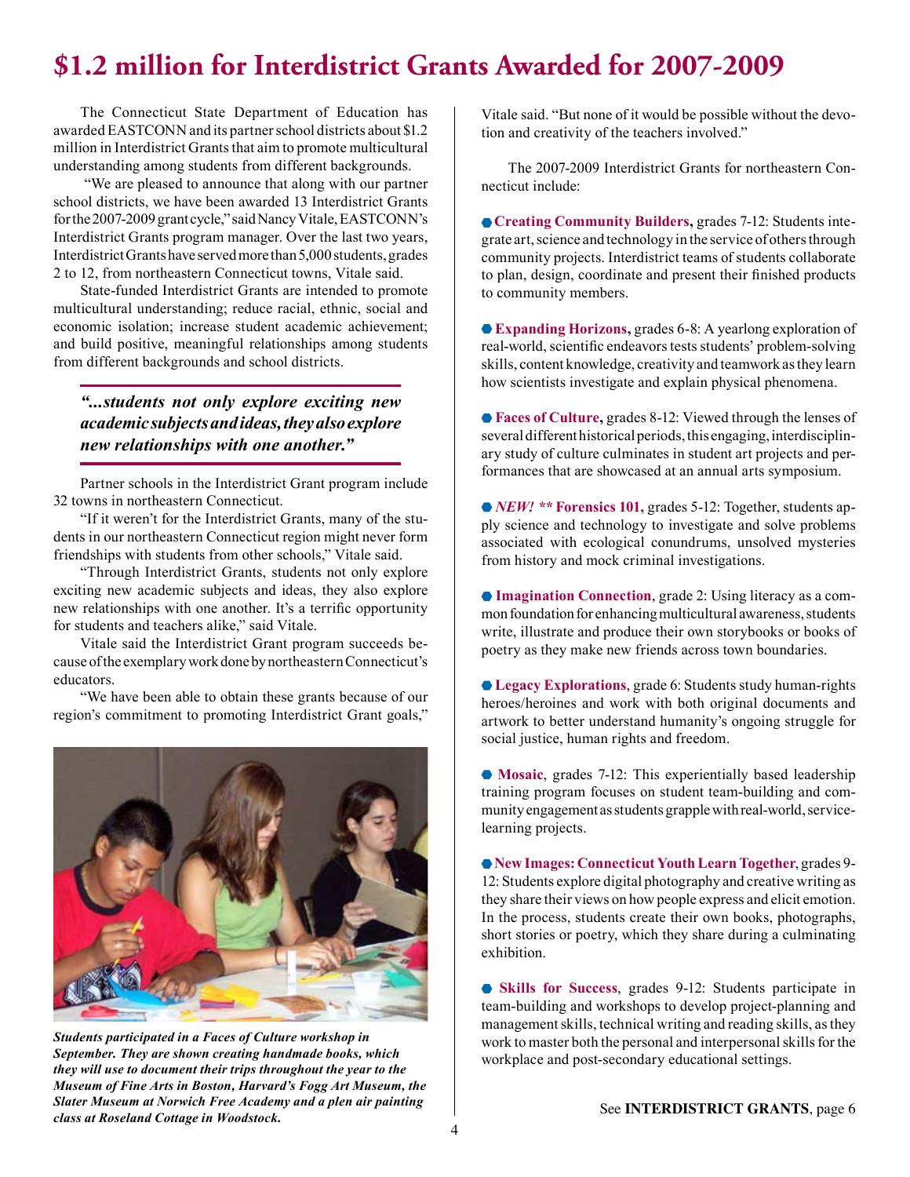# $1.2 million for Interdistrict Grants Awarded for 2007-2009

The Connecticut State Department of Education has awarded EASTCONN and its partner school districts about $1.2 million in Interdistrict Grants that aim to promote multicultural understanding among students from different backgrounds.

"We are pleased to announce that along with our partner school districts, we have been awarded 13 Interdistrict Grants for the 2007-2009 grant cycle," said Nancy Vitale, EASTCONN's Interdistrict Grants program manager. Over the last two years, Interdistrict Grants have served more than 5,000 students, grades 2 to 12, from northeastern Connecticut towns, Vitale said.

State-funded Interdistrict Grants are intended to promote multicultural understanding; reduce racial, ethnic, social and economic isolation; increase student academic achievement; and build positive, meaningful relationships among students from different backgrounds and school districts.

> ***"...students not only explore exciting new academic subjects and ideas, they also explore new relationships with one another."***

Partner schools in the Interdistrict Grant program include 32 towns in northeastern Connecticut.

"If it weren't for the Interdistrict Grants, many of the students in our northeastern Connecticut region might never form friendships with students from other schools," Vitale said.

"Through Interdistrict Grants, students not only explore exciting new academic subjects and ideas, they also explore new relationships with one another. It's a terrific opportunity for students and teachers alike," said Vitale.

Vitale said the Interdistrict Grant program succeeds because of the exemplary work done by northeastern Connecticut's educators.

"We have been able to obtain these grants because of our region's commitment to promoting Interdistrict Grant goals," Vitale said. "But none of it would be possible without the devotion and creativity of the teachers involved."

***Students participated in a Faces of Culture workshop in September. They are shown creating handmade books, which they will use to document their trips throughout the year to the Museum of Fine Arts in Boston, Harvard's Fogg Art Museum, the Slater Museum at Norwich Free Academy and a plen air painting class at Roseland Cottage in Woodstock.***

The 2007-2009 Interdistrict Grants for northeastern Connecticut include:

- **Creating Community Builders,** grades 7-12: Students integrate art, science and technology in the service of others through community projects. Interdistrict teams of students collaborate to plan, design, coordinate and present their finished products to community members.

- **Expanding Horizons,** grades 6-8: A yearlong exploration of real-world, scientific endeavors tests students' problem-solving skills, content knowledge, creativity and teamwork as they learn how scientists investigate and explain physical phenomena.

- **Faces of Culture,** grades 8-12: Viewed through the lenses of several different historical periods, this engaging, interdisciplinary study of culture culminates in student art projects and performances that are showcased at an annual arts symposium.

- ***NEW!*** **\*\* Forensics 101,** grades 5-12: Together, students apply science and technology to investigate and solve problems associated with ecological conundrums, unsolved mysteries from history and mock criminal investigations.

- **Imagination Connection**, grade 2: Using literacy as a common foundation for enhancing multicultural awareness, students write, illustrate and produce their own storybooks or books of poetry as they make new friends across town boundaries.

- **Legacy Explorations**, grade 6: Students study human-rights heroes/heroines and work with both original documents and artwork to better understand humanity's ongoing struggle for social justice, human rights and freedom.

- **Mosaic**, grades 7-12: This experientially based leadership training program focuses on student team-building and community engagement as students grapple with real-world, service-learning projects.

- **New Images: Connecticut Youth Learn Together**, grades 9-12: Students explore digital photography and creative writing as they share their views on how people express and elicit emotion. In the process, students create their own books, photographs, short stories or poetry, which they share during a culminating exhibition.

- **Skills for Success**, grades 9-12: Students participate in team-building and workshops to develop project-planning and management skills, technical writing and reading skills, as they work to master both the personal and interpersonal skills for the workplace and post-secondary educational settings.

See **INTERDISTRICT GRANTS**, page 6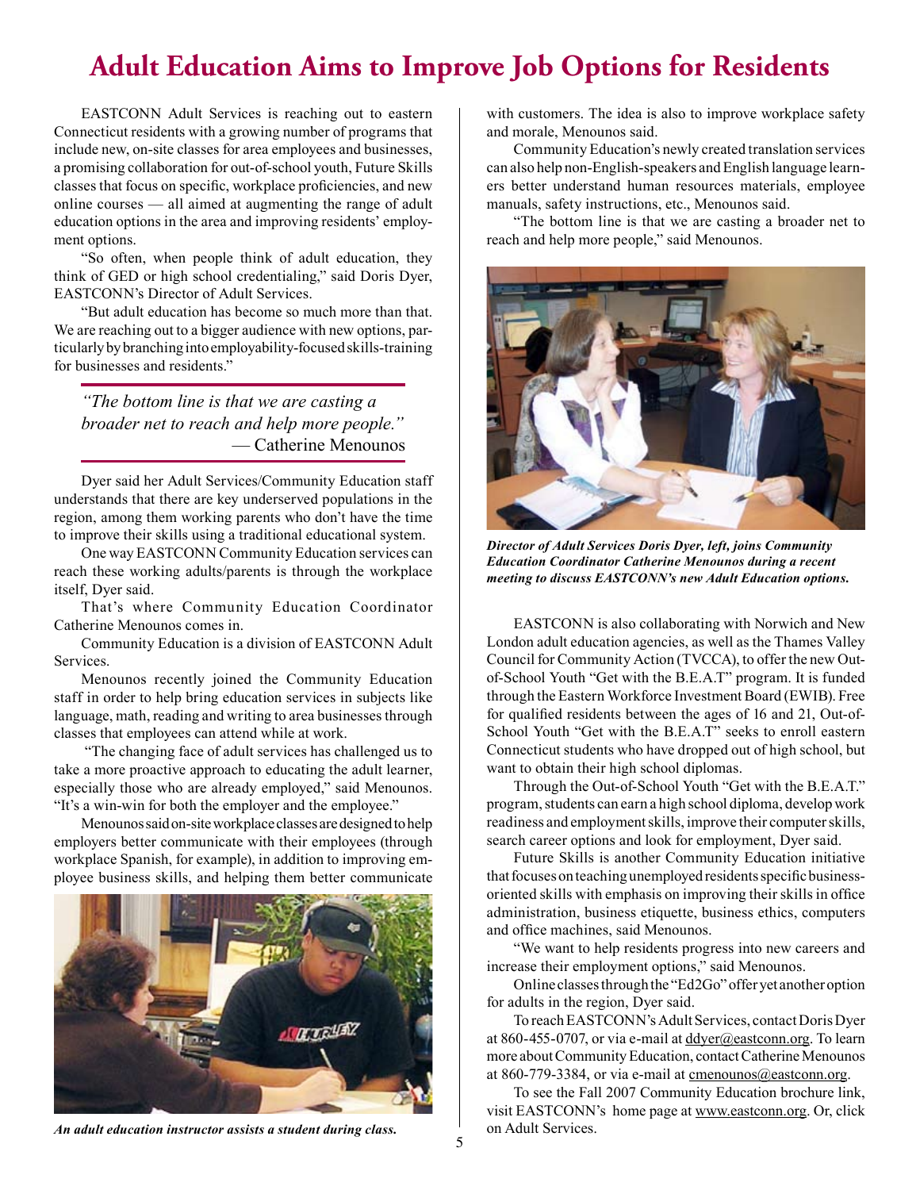# Adult Education Aims to Improve Job Options for Residents

EASTCONN Adult Services is reaching out to eastern Connecticut residents with a growing number of programs that include new, on-site classes for area employees and businesses, a promising collaboration for out-of-school youth, Future Skills classes that focus on specific, workplace proficiencies, and new online courses — all aimed at augmenting the range of adult education options in the area and improving residents' employment options.

"So often, when people think of adult education, they think of GED or high school credentialing," said Doris Dyer, EASTCONN's Director of Adult Services.

"But adult education has become so much more than that. We are reaching out to a bigger audience with new options, particularly by branching into employability-focused skills-training for businesses and residents."

> *"The bottom line is that we are casting a broader net to reach and help more people."*
> — Catherine Menounos

Dyer said her Adult Services/Community Education staff understands that there are key underserved populations in the region, among them working parents who don't have the time to improve their skills using a traditional educational system.

One way EASTCONN Community Education services can reach these working adults/parents is through the workplace itself, Dyer said.

That's where Community Education Coordinator Catherine Menounos comes in.

Community Education is a division of EASTCONN Adult Services.

Menounos recently joined the Community Education staff in order to help bring education services in subjects like language, math, reading and writing to area businesses through classes that employees can attend while at work.

"The changing face of adult services has challenged us to take a more proactive approach to educating the adult learner, especially those who are already employed," said Menounos. "It's a win-win for both the employer and the employee."

Menounos said on-site workplace classes are designed to help employers better communicate with their employees (through workplace Spanish, for example), in addition to improving employee business skills, and helping them better communicate with customers. The idea is also to improve workplace safety and morale, Menounos said.

*An adult education instructor assists a student during class.*

Community Education's newly created translation services can also help non-English-speakers and English language learners better understand human resources materials, employee manuals, safety instructions, etc., Menounos said.

"The bottom line is that we are casting a broader net to reach and help more people," said Menounos.

*Director of Adult Services Doris Dyer, left, joins Community Education Coordinator Catherine Menounos during a recent meeting to discuss EASTCONN's new Adult Education options.*

EASTCONN is also collaborating with Norwich and New London adult education agencies, as well as the Thames Valley Council for Community Action (TVCCA), to offer the new Out-of-School Youth "Get with the B.E.A.T" program. It is funded through the Eastern Workforce Investment Board (EWIB). Free for qualified residents between the ages of 16 and 21, Out-of-School Youth "Get with the B.E.A.T" seeks to enroll eastern Connecticut students who have dropped out of high school, but want to obtain their high school diplomas.

Through the Out-of-School Youth "Get with the B.E.A.T." program, students can earn a high school diploma, develop work readiness and employment skills, improve their computer skills, search career options and look for employment, Dyer said.

Future Skills is another Community Education initiative that focuses on teaching unemployed residents specific business-oriented skills with emphasis on improving their skills in office administration, business etiquette, business ethics, computers and office machines, said Menounos.

"We want to help residents progress into new careers and increase their employment options," said Menounos.

Online classes through the "Ed2Go" offer yet another option for adults in the region, Dyer said.

To reach EASTCONN's Adult Services, contact Doris Dyer at 860-455-0707, or via e-mail at ddyer@eastconn.org. To learn more about Community Education, contact Catherine Menounos at 860-779-3384, or via e-mail at cmenounos@eastconn.org.

To see the Fall 2007 Community Education brochure link, visit EASTCONN's home page at www.eastconn.org. Or, click on Adult Services.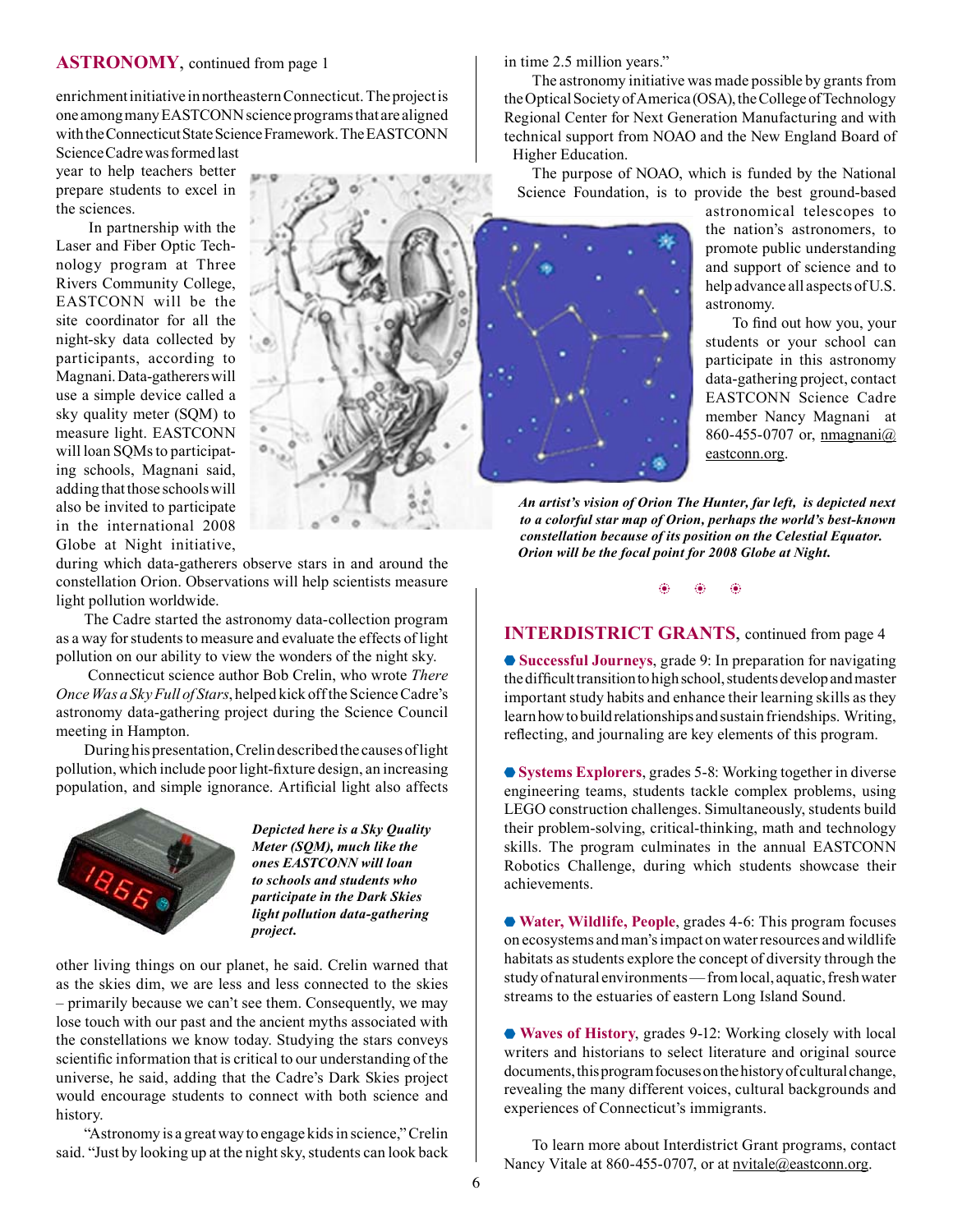## ASTRONOMY, continued from page 1

enrichment initiative in northeastern Connecticut. The project is one among many EASTCONN science programs that are aligned with the Connecticut State Science Framework. The EASTCONN Science Cadre was formed last year to help teachers better prepare students to excel in the sciences.

In partnership with the Laser and Fiber Optic Technology program at Three Rivers Community College, EASTCONN will be the site coordinator for all the night-sky data collected by participants, according to Magnani. Data-gatherers will use a simple device called a sky quality meter (SQM) to measure light. EASTCONN will loan SQMs to participating schools, Magnani said, adding that those schools will also be invited to participate in the international 2008 Globe at Night initiative, during which data-gatherers observe stars in and around the constellation Orion. Observations will help scientists measure light pollution worldwide.

The Cadre started the astronomy data-collection program as a way for students to measure and evaluate the effects of light pollution on our ability to view the wonders of the night sky.

Connecticut science author Bob Crelin, who wrote *There Once Was a Sky Full of Stars*, helped kick off the Science Cadre's astronomy data-gathering project during the Science Council meeting in Hampton.

During his presentation, Crelin described the causes of light pollution, which include poor light-fixture design, an increasing population, and simple ignorance. Artificial light also affects other living things on our planet, he said. Crelin warned that as the skies dim, we are less and less connected to the skies – primarily because we can't see them. Consequently, we may lose touch with our past and the ancient myths associated with the constellations we know today. Studying the stars conveys scientific information that is critical to our understanding of the universe, he said, adding that the Cadre's Dark Skies project would encourage students to connect with both science and history.

***Depicted here is a Sky Quality Meter (SQM), much like the ones EASTCONN will loan to schools and students who participate in the Dark Skies light pollution data-gathering project.***

"Astronomy is a great way to engage kids in science," Crelin said. "Just by looking up at the night sky, students can look back in time 2.5 million years."

The astronomy initiative was made possible by grants from the Optical Society of America (OSA), the College of Technology Regional Center for Next Generation Manufacturing and with technical support from NOAO and the New England Board of Higher Education.

The purpose of NOAO, which is funded by the National Science Foundation, is to provide the best ground-based astronomical telescopes to the nation's astronomers, to promote public understanding and support of science and to help advance all aspects of U.S. astronomy.

To find out how you, your students or your school can participate in this astronomy data-gathering project, contact EASTCONN Science Cadre member Nancy Magnani at 860-455-0707 or, nmagnani@eastconn.org.

***An artist's vision of Orion The Hunter, far left, is depicted next to a colorful star map of Orion, perhaps the world's best-known constellation because of its position on the Celestial Equator. Orion will be the focal point for 2008 Globe at Night.***

## INTERDISTRICT GRANTS, continued from page 4

- **Successful Journeys**, grade 9: In preparation for navigating the difficult transition to high school, students develop and master important study habits and enhance their learning skills as they learn how to build relationships and sustain friendships. Writing, reflecting, and journaling are key elements of this program.

- **Systems Explorers**, grades 5-8: Working together in diverse engineering teams, students tackle complex problems, using LEGO construction challenges. Simultaneously, students build their problem-solving, critical-thinking, math and technology skills. The program culminates in the annual EASTCONN Robotics Challenge, during which students showcase their achievements.

- **Water, Wildlife, People**, grades 4-6: This program focuses on ecosystems and man's impact on water resources and wildlife habitats as students explore the concept of diversity through the study of natural environments — from local, aquatic, fresh water streams to the estuaries of eastern Long Island Sound.

- **Waves of History**, grades 9-12: Working closely with local writers and historians to select literature and original source documents, this program focuses on the history of cultural change, revealing the many different voices, cultural backgrounds and experiences of Connecticut's immigrants.

To learn more about Interdistrict Grant programs, contact Nancy Vitale at 860-455-0707, or at nvitale@eastconn.org.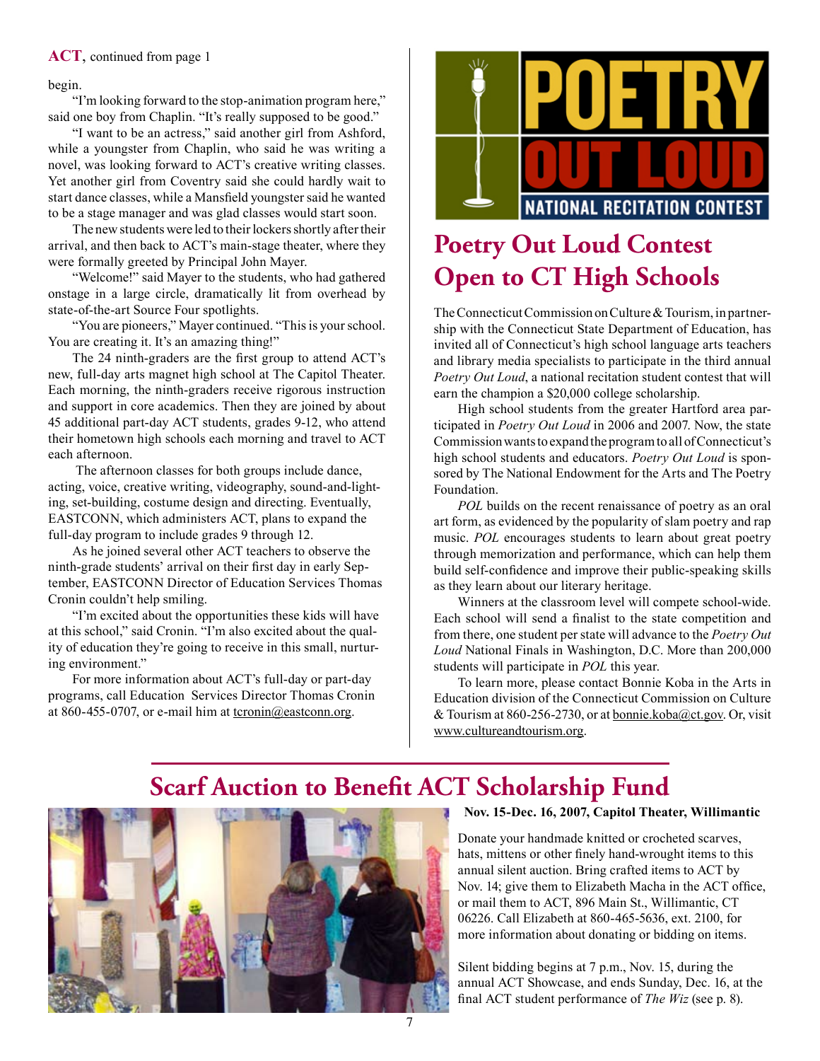**ACT,** continued from page 1

begin.

"I'm looking forward to the stop-animation program here," said one boy from Chaplin. "It's really supposed to be good."

"I want to be an actress," said another girl from Ashford, while a youngster from Chaplin, who said he was writing a novel, was looking forward to ACT's creative writing classes. Yet another girl from Coventry said she could hardly wait to start dance classes, while a Mansfield youngster said he wanted to be a stage manager and was glad classes would start soon.

The new students were led to their lockers shortly after their arrival, and then back to ACT's main-stage theater, where they were formally greeted by Principal John Mayer.

"Welcome!" said Mayer to the students, who had gathered onstage in a large circle, dramatically lit from overhead by state-of-the-art Source Four spotlights.

"You are pioneers," Mayer continued. "This is your school. You are creating it. It's an amazing thing!"

The 24 ninth-graders are the first group to attend ACT's new, full-day arts magnet high school at The Capitol Theater. Each morning, the ninth-graders receive rigorous instruction and support in core academics. Then they are joined by about 45 additional part-day ACT students, grades 9-12, who attend their hometown high schools each morning and travel to ACT each afternoon.

The afternoon classes for both groups include dance, acting, voice, creative writing, videography, sound-and-lighting, set-building, costume design and directing. Eventually, EASTCONN, which administers ACT, plans to expand the full-day program to include grades 9 through 12.

As he joined several other ACT teachers to observe the ninth-grade students' arrival on their first day in early September, EASTCONN Director of Education Services Thomas Cronin couldn't help smiling.

"I'm excited about the opportunities these kids will have at this school," said Cronin. "I'm also excited about the quality of education they're going to receive in this small, nurturing environment."

For more information about ACT's full-day or part-day programs, call Education Services Director Thomas Cronin at 860-455-0707, or e-mail him at tcronin@eastconn.org.

## Poetry Out Loud Contest Open to CT High Schools

The Connecticut Commission on Culture & Tourism, in partnership with the Connecticut State Department of Education, has invited all of Connecticut's high school language arts teachers and library media specialists to participate in the third annual *Poetry Out Loud*, a national recitation student contest that will earn the champion a $20,000 college scholarship.

High school students from the greater Hartford area participated in *Poetry Out Loud* in 2006 and 2007. Now, the state Commission wants to expand the program to all of Connecticut's high school students and educators. *Poetry Out Loud* is sponsored by The National Endowment for the Arts and The Poetry Foundation.

*POL* builds on the recent renaissance of poetry as an oral art form, as evidenced by the popularity of slam poetry and rap music. *POL* encourages students to learn about great poetry through memorization and performance, which can help them build self-confidence and improve their public-speaking skills as they learn about our literary heritage.

Winners at the classroom level will compete school-wide. Each school will send a finalist to the state competition and from there, one student per state will advance to the *Poetry Out Loud* National Finals in Washington, D.C. More than 200,000 students will participate in *POL* this year.

To learn more, please contact Bonnie Koba in the Arts in Education division of the Connecticut Commission on Culture & Tourism at 860-256-2730, or at bonnie.koba@ct.gov. Or, visit www.cultureandtourism.org.

## Scarf Auction to Benefit ACT Scholarship Fund

**Nov. 15-Dec. 16, 2007, Capitol Theater, Willimantic**

Donate your handmade knitted or crocheted scarves, hats, mittens or other finely hand-wrought items to this annual silent auction. Bring crafted items to ACT by Nov. 14; give them to Elizabeth Macha in the ACT office, or mail them to ACT, 896 Main St., Willimantic, CT 06226. Call Elizabeth at 860-465-5636, ext. 2100, for more information about donating or bidding on items.

Silent bidding begins at 7 p.m., Nov. 15, during the annual ACT Showcase, and ends Sunday, Dec. 16, at the final ACT student performance of *The Wiz* (see p. 8).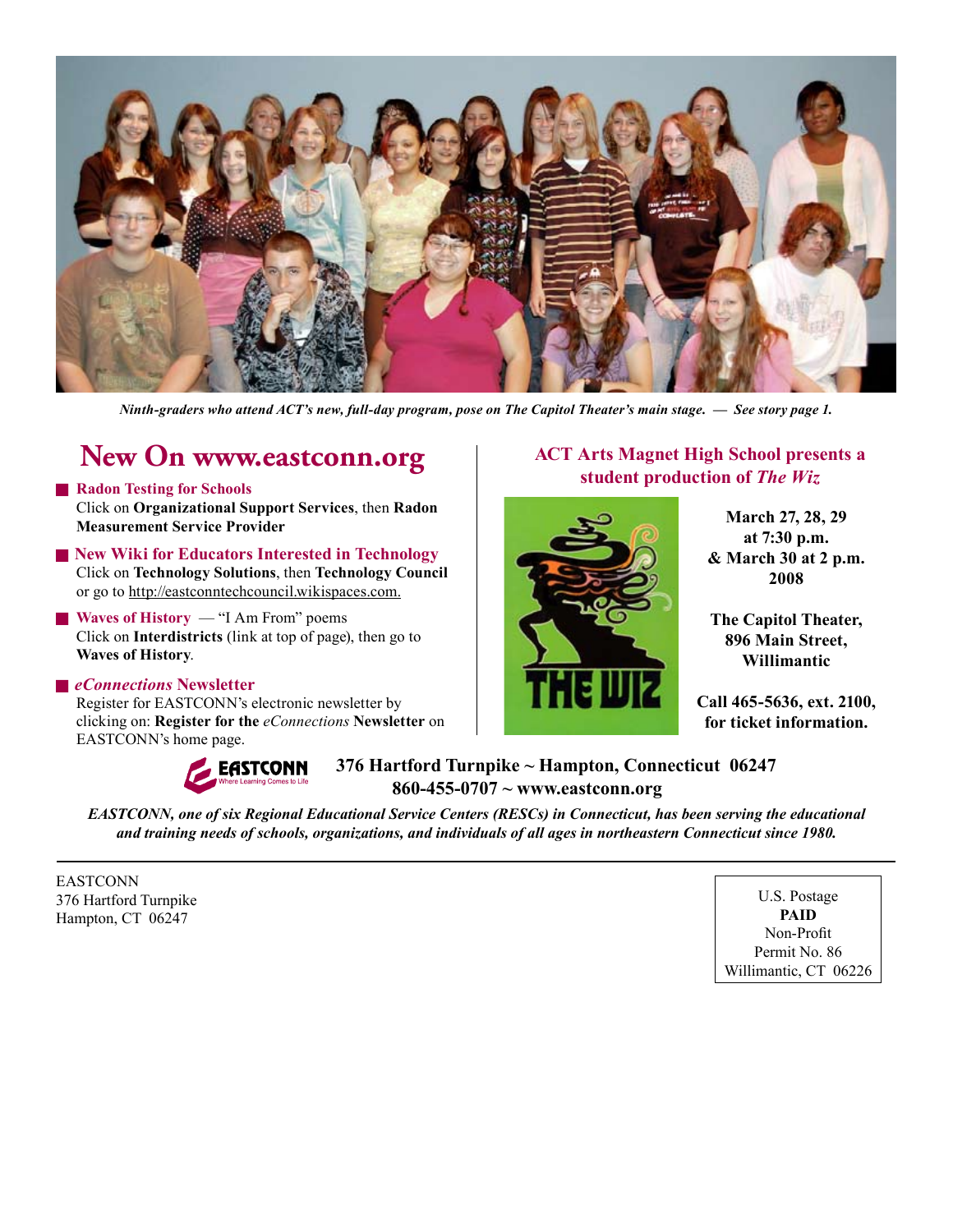*Ninth-graders who attend ACT's new, full-day program, pose on The Capitol Theater's main stage. — See story page 1.*

## New On www.eastconn.org

- **Radon Testing for Schools**
  Click on **Organizational Support Services**, then **Radon Measurement Service Provider**
- **New Wiki for Educators Interested in Technology**
  Click on **Technology Solutions**, then **Technology Council** or go to http://eastconntechcouncil.wikispaces.com.
- **Waves of History** — "I Am From" poems
  Click on **Interdistricts** (link at top of page), then go to **Waves of History**.
- ***eConnections* Newsletter**
  Register for EASTCONN's electronic newsletter by clicking on: **Register for the** *eConnections* **Newsletter** on EASTCONN's home page.

## ACT Arts Magnet High School presents a student production of *The Wiz*

THE WIZ

**March 27, 28, 29 at 7:30 p.m. & March 30 at 2 p.m. 2008**

**The Capitol Theater, 896 Main Street, Willimantic**

**Call 465-5636, ext. 2100, for ticket information.**

EASTCONN
Where Learning Comes to Life

**376 Hartford Turnpike ~ Hampton, Connecticut 06247**
**860-455-0707 ~ www.eastconn.org**

***EASTCONN, one of six Regional Educational Service Centers (RESCs) in Connecticut, has been serving the educational and training needs of schools, organizations, and individuals of all ages in northeastern Connecticut since 1980.***

EASTCONN
376 Hartford Turnpike
Hampton, CT 06247

U.S. Postage
**PAID**
Non-Profit
Permit No. 86
Willimantic, CT 06226